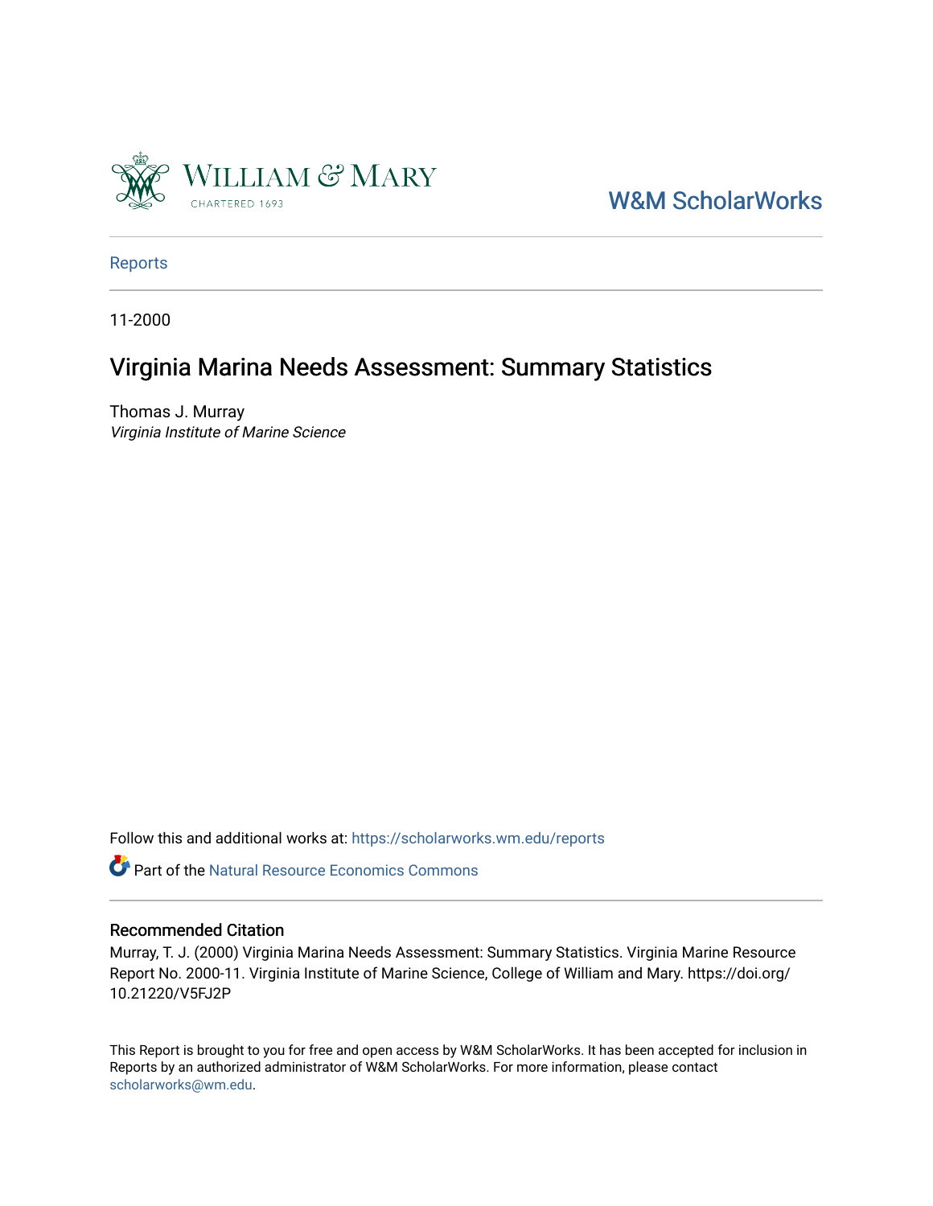William & Mary

CHARTERED 1693

W&M ScholarWorks

Reports

11-2000

# Virginia Marina Needs Assessment: Summary Statistics

Thomas J. Murray

*Virginia Institute of Marine Science*

Follow this and additional works at: https://scholarworks.wm.edu/reports

Part of the Natural Resource Economics Commons

## Recommended Citation

Murray, T. J. (2000) Virginia Marina Needs Assessment: Summary Statistics. Virginia Marine Resource Report No. 2000-11. Virginia Institute of Marine Science, College of William and Mary. https://doi.org/10.21220/V5FJ2P

This Report is brought to you for free and open access by W&M ScholarWorks. It has been accepted for inclusion in Reports by an authorized administrator of W&M ScholarWorks. For more information, please contact scholarworks@wm.edu.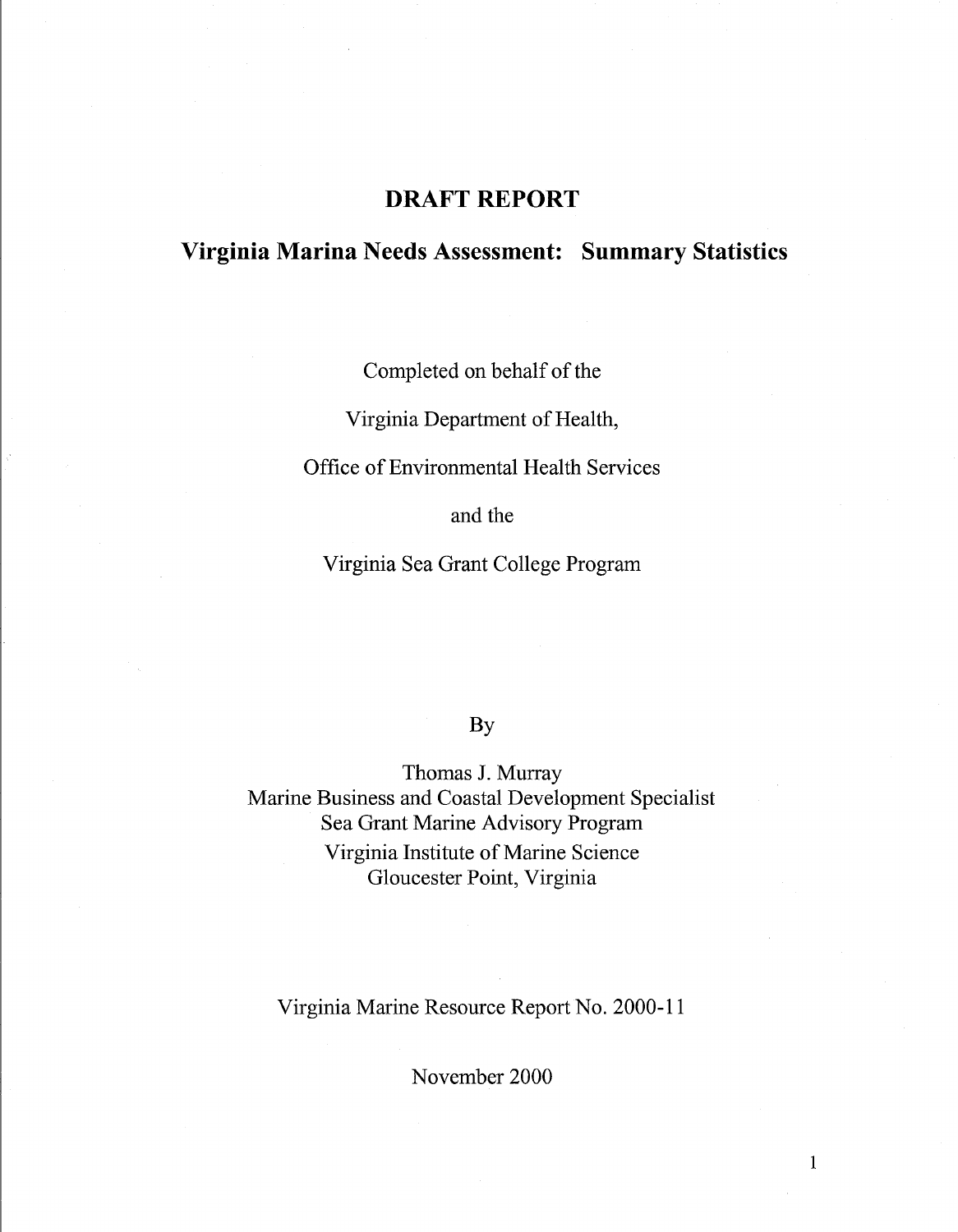# DRAFT REPORT

## Virginia Marina Needs Assessment: Summary Statistics

Completed on behalf of the

Virginia Department of Health,

Office of Environmental Health Services

and the

Virginia Sea Grant College Program

By

Thomas J. Murray
Marine Business and Coastal Development Specialist
Sea Grant Marine Advisory Program
Virginia Institute of Marine Science
Gloucester Point, Virginia

Virginia Marine Resource Report No. 2000-11

November 2000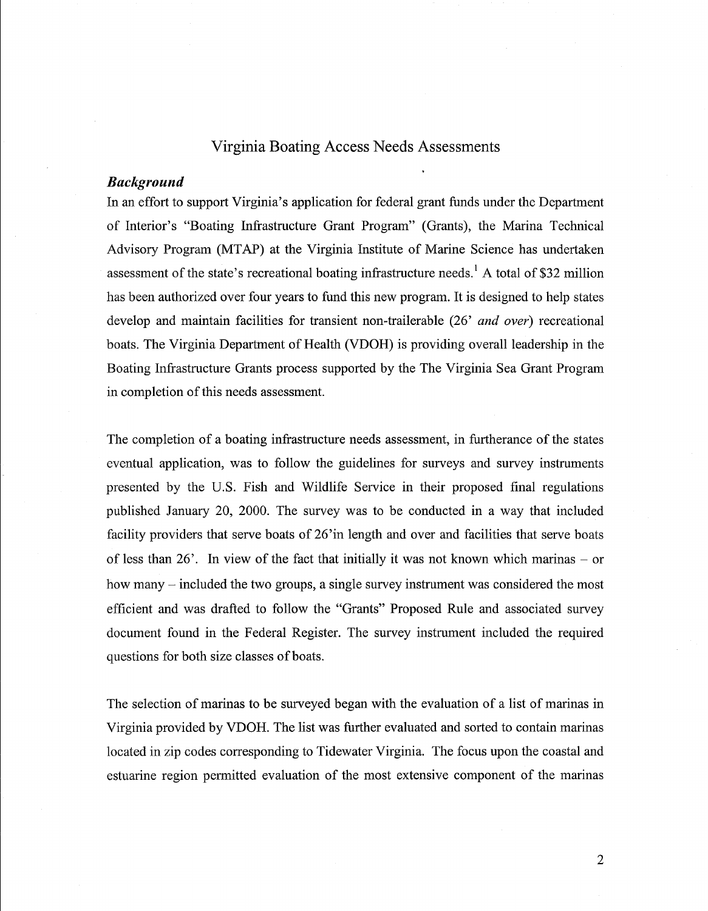# Virginia Boating Access Needs Assessments

### *Background*

In an effort to support Virginia's application for federal grant funds under the Department of Interior's "Boating Infrastructure Grant Program" (Grants), the Marina Technical Advisory Program (MTAP) at the Virginia Institute of Marine Science has undertaken assessment of the state's recreational boating infrastructure needs.[1] A total of $32 million has been authorized over four years to fund this new program. It is designed to help states develop and maintain facilities for transient non-trailerable (26' *and over*) recreational boats. The Virginia Department of Health (VDOH) is providing overall leadership in the Boating Infrastructure Grants process supported by the The Virginia Sea Grant Program in completion of this needs assessment.

The completion of a boating infrastructure needs assessment, in furtherance of the states eventual application, was to follow the guidelines for surveys and survey instruments presented by the U.S. Fish and Wildlife Service in their proposed final regulations published January 20, 2000. The survey was to be conducted in a way that included facility providers that serve boats of 26'in length and over and facilities that serve boats of less than 26'. In view of the fact that initially it was not known which marinas – or how many – included the two groups, a single survey instrument was considered the most efficient and was drafted to follow the "Grants" Proposed Rule and associated survey document found in the Federal Register. The survey instrument included the required questions for both size classes of boats.

The selection of marinas to be surveyed began with the evaluation of a list of marinas in Virginia provided by VDOH. The list was further evaluated and sorted to contain marinas located in zip codes corresponding to Tidewater Virginia. The focus upon the coastal and estuarine region permitted evaluation of the most extensive component of the marinas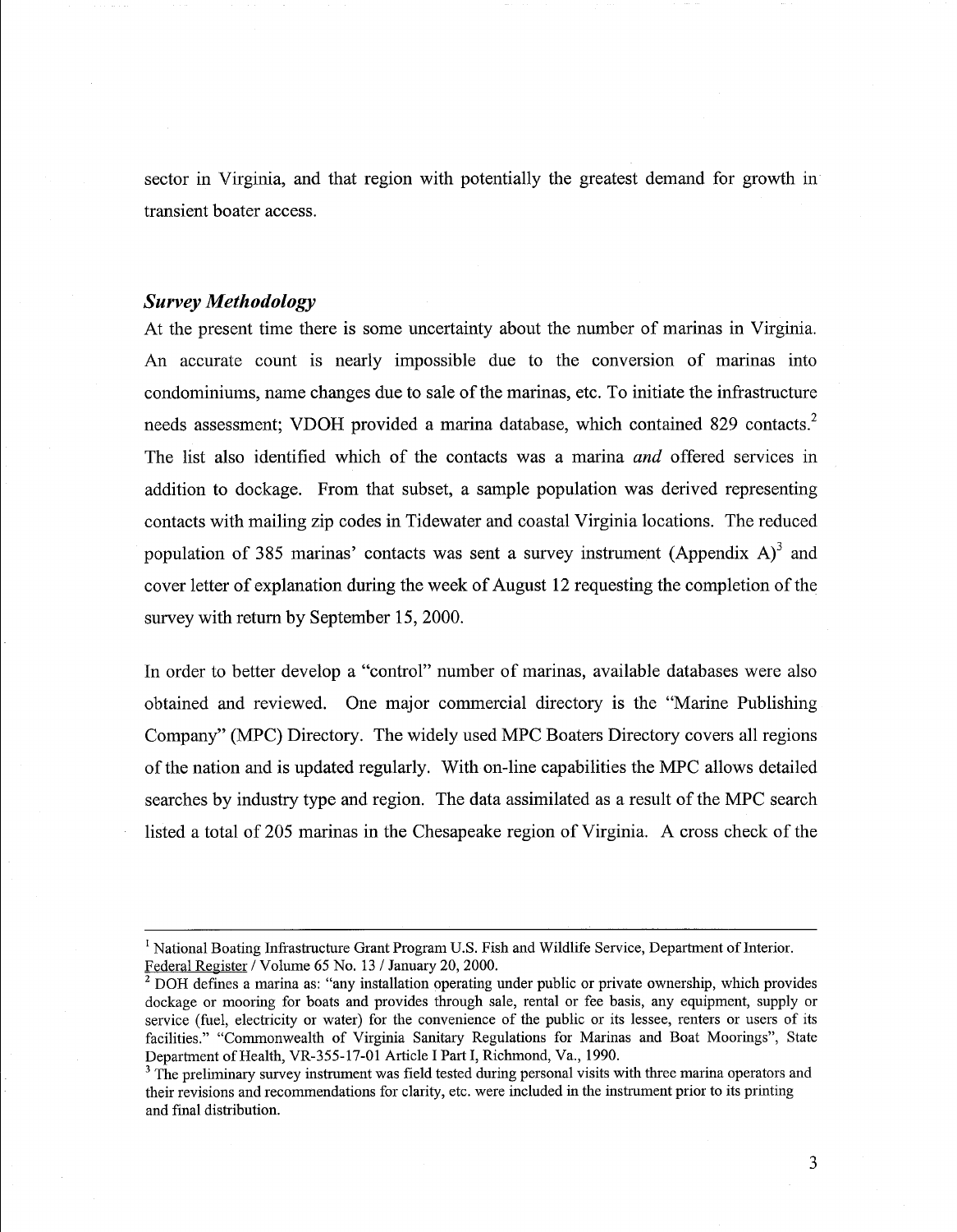sector in Virginia, and that region with potentially the greatest demand for growth in transient boater access.

### *Survey Methodology*

At the present time there is some uncertainty about the number of marinas in Virginia. An accurate count is nearly impossible due to the conversion of marinas into condominiums, name changes due to sale of the marinas, etc. To initiate the infrastructure needs assessment; VDOH provided a marina database, which contained 829 contacts.[2] The list also identified which of the contacts was a marina *and* offered services in addition to dockage. From that subset, a sample population was derived representing contacts with mailing zip codes in Tidewater and coastal Virginia locations. The reduced population of 385 marinas' contacts was sent a survey instrument (Appendix A)[3] and cover letter of explanation during the week of August 12 requesting the completion of the survey with return by September 15, 2000.

In order to better develop a "control" number of marinas, available databases were also obtained and reviewed. One major commercial directory is the "Marine Publishing Company" (MPC) Directory. The widely used MPC Boaters Directory covers all regions of the nation and is updated regularly. With on-line capabilities the MPC allows detailed searches by industry type and region. The data assimilated as a result of the MPC search listed a total of 205 marinas in the Chesapeake region of Virginia. A cross check of the

---

[1] National Boating Infrastructure Grant Program U.S. Fish and Wildlife Service, Department of Interior. Federal Register / Volume 65 No. 13 / January 20, 2000.

[2] DOH defines a marina as: "any installation operating under public or private ownership, which provides dockage or mooring for boats and provides through sale, rental or fee basis, any equipment, supply or service (fuel, electricity or water) for the convenience of the public or its lessee, renters or users of its facilities." "Commonwealth of Virginia Sanitary Regulations for Marinas and Boat Moorings", State Department of Health, VR-355-17-01 Article I Part I, Richmond, Va., 1990.

[3] The preliminary survey instrument was field tested during personal visits with three marina operators and their revisions and recommendations for clarity, etc. were included in the instrument prior to its printing and final distribution.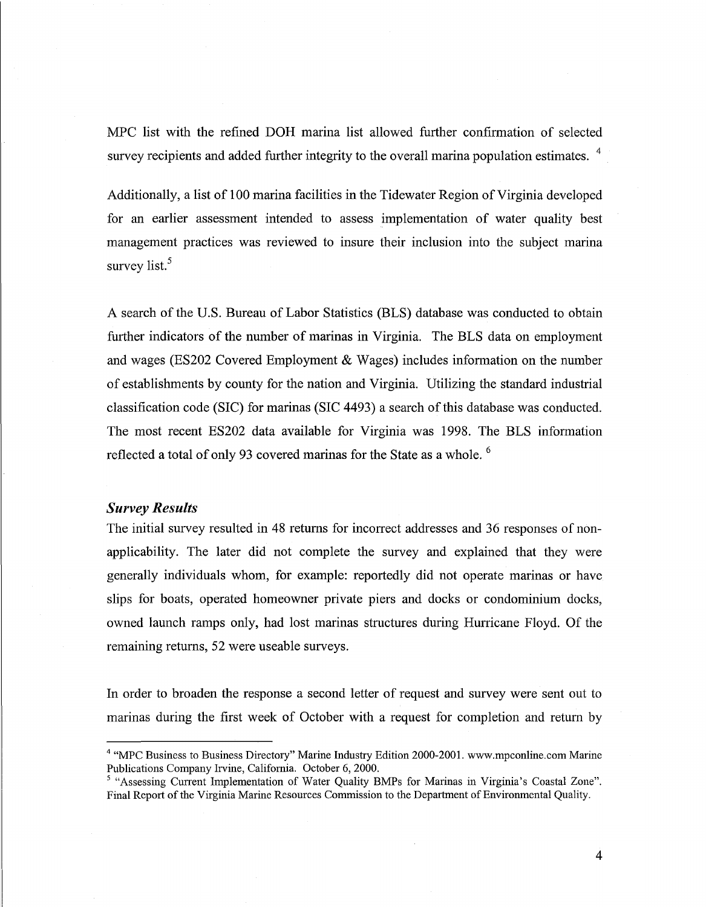MPC list with the refined DOH marina list allowed further confirmation of selected survey recipients and added further integrity to the overall marina population estimates. [4]

Additionally, a list of 100 marina facilities in the Tidewater Region of Virginia developed for an earlier assessment intended to assess implementation of water quality best management practices was reviewed to insure their inclusion into the subject marina survey list.[5]

A search of the U.S. Bureau of Labor Statistics (BLS) database was conducted to obtain further indicators of the number of marinas in Virginia. The BLS data on employment and wages (ES202 Covered Employment & Wages) includes information on the number of establishments by county for the nation and Virginia. Utilizing the standard industrial classification code (SIC) for marinas (SIC 4493) a search of this database was conducted. The most recent ES202 data available for Virginia was 1998. The BLS information reflected a total of only 93 covered marinas for the State as a whole. [6]

### *Survey Results*

The initial survey resulted in 48 returns for incorrect addresses and 36 responses of non-applicability. The later did not complete the survey and explained that they were generally individuals whom, for example: reportedly did not operate marinas or have slips for boats, operated homeowner private piers and docks or condominium docks, owned launch ramps only, had lost marinas structures during Hurricane Floyd. Of the remaining returns, 52 were useable surveys.

In order to broaden the response a second letter of request and survey were sent out to marinas during the first week of October with a request for completion and return by

---

[4] "MPC Business to Business Directory" Marine Industry Edition 2000-2001. www.mpconline.com Marine Publications Company Irvine, California. October 6, 2000.

[5] "Assessing Current Implementation of Water Quality BMPs for Marinas in Virginia's Coastal Zone". Final Report of the Virginia Marine Resources Commission to the Department of Environmental Quality.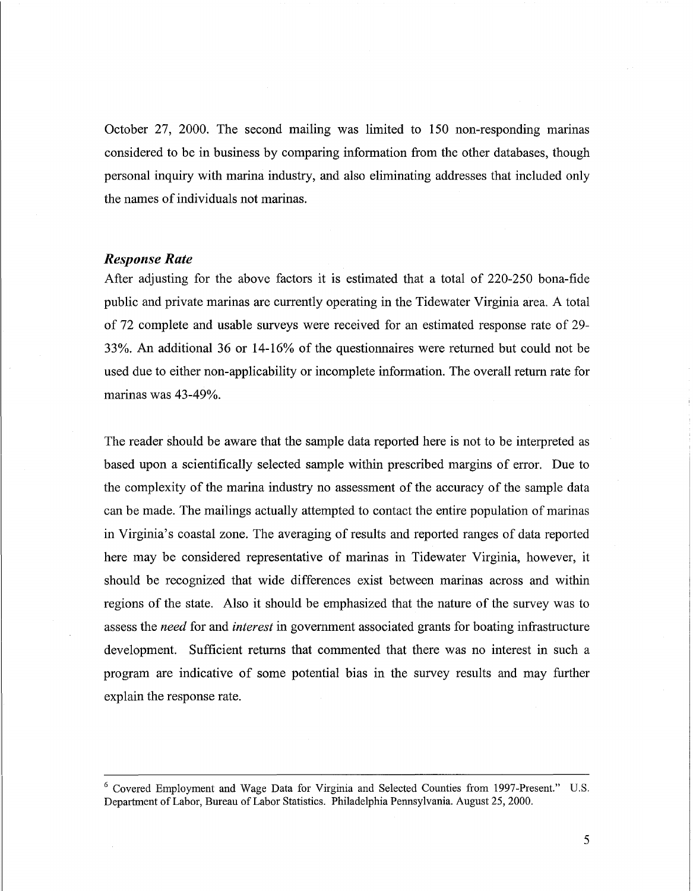October 27, 2000. The second mailing was limited to 150 non-responding marinas considered to be in business by comparing information from the other databases, though personal inquiry with marina industry, and also eliminating addresses that included only the names of individuals not marinas.

### *Response Rate*

After adjusting for the above factors it is estimated that a total of 220-250 bona-fide public and private marinas are currently operating in the Tidewater Virginia area. A total of 72 complete and usable surveys were received for an estimated response rate of 29-33%. An additional 36 or 14-16% of the questionnaires were returned but could not be used due to either non-applicability or incomplete information. The overall return rate for marinas was 43-49%.

The reader should be aware that the sample data reported here is not to be interpreted as based upon a scientifically selected sample within prescribed margins of error. Due to the complexity of the marina industry no assessment of the accuracy of the sample data can be made. The mailings actually attempted to contact the entire population of marinas in Virginia's coastal zone. The averaging of results and reported ranges of data reported here may be considered representative of marinas in Tidewater Virginia, however, it should be recognized that wide differences exist between marinas across and within regions of the state. Also it should be emphasized that the nature of the survey was to assess the *need* for and *interest* in government associated grants for boating infrastructure development. Sufficient returns that commented that there was no interest in such a program are indicative of some potential bias in the survey results and may further explain the response rate.

---

[6] Covered Employment and Wage Data for Virginia and Selected Counties from 1997-Present." U.S. Department of Labor, Bureau of Labor Statistics. Philadelphia Pennsylvania. August 25, 2000.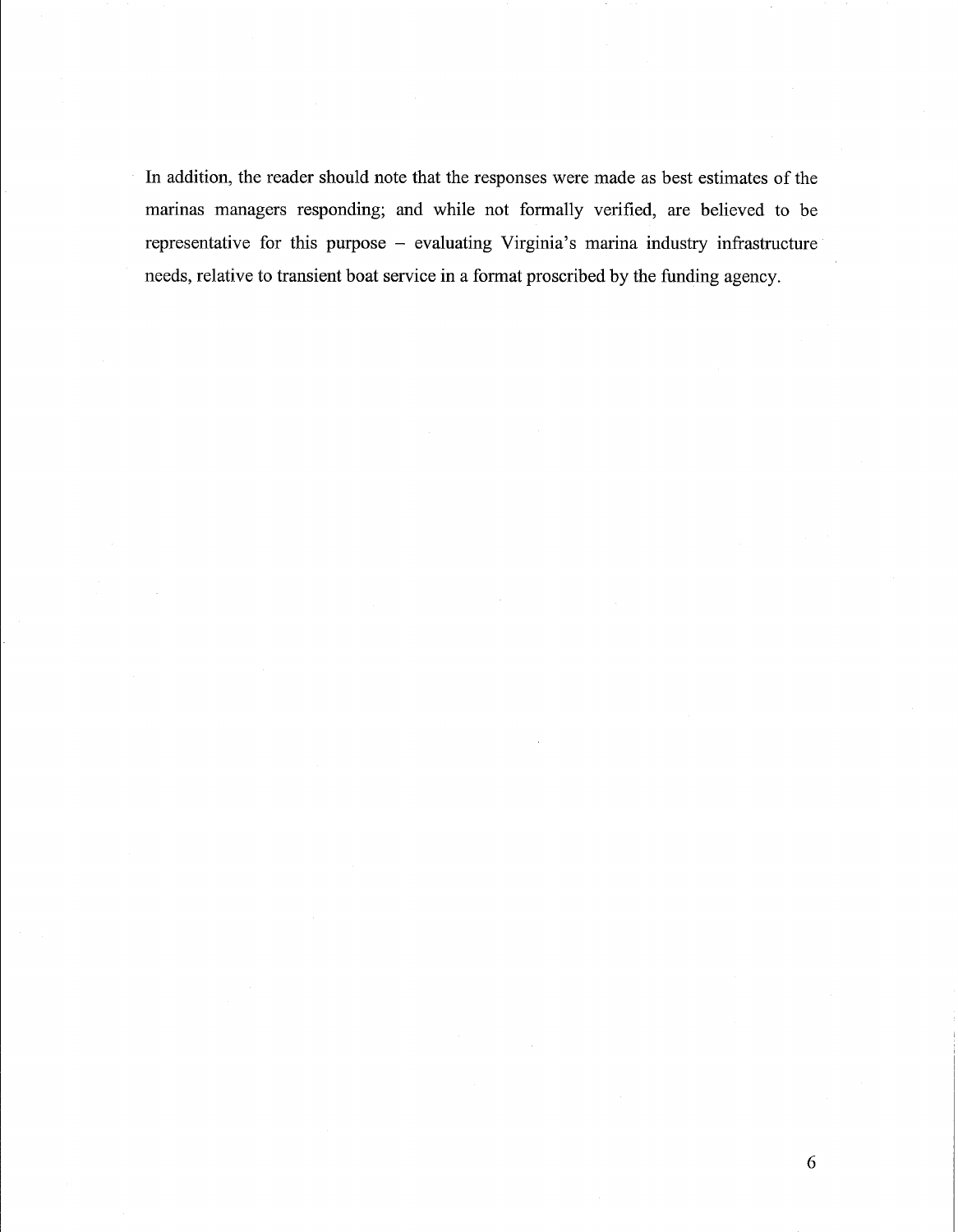In addition, the reader should note that the responses were made as best estimates of the marinas managers responding; and while not formally verified, are believed to be representative for this purpose – evaluating Virginia's marina industry infrastructure needs, relative to transient boat service in a format proscribed by the funding agency.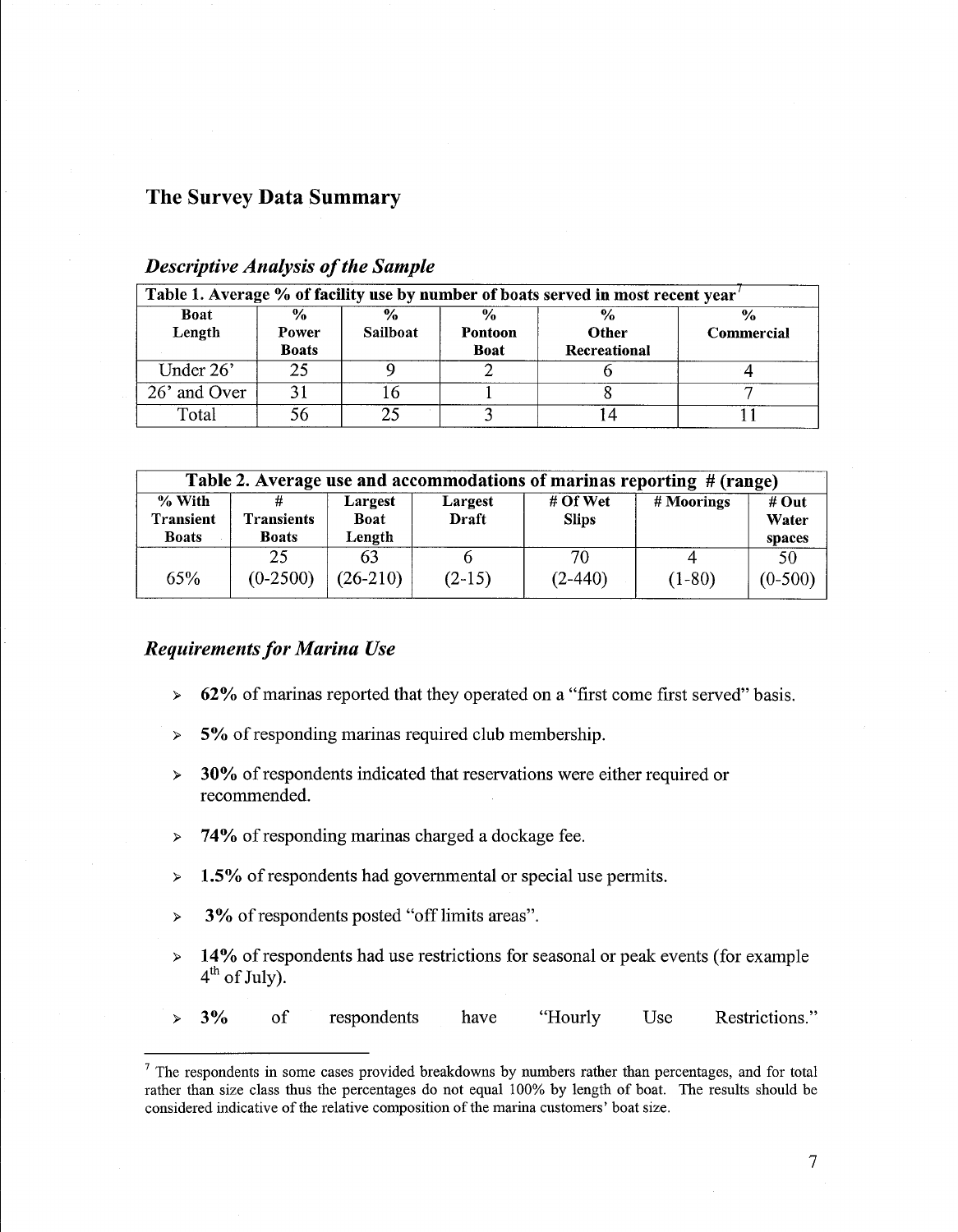## The Survey Data Summary

### *Descriptive Analysis of the Sample*

| Table 1. Average % of facility use by number of boats served in most recent year[7] | | | | | |
|---|---|---|---|---|---|
| **Boat Length** | **% Power Boats** | **% Sailboat** | **% Pontoon Boat** | **% Other Recreational** | **% Commercial** |
| Under 26' | 25 | 9 | 2 | 6 | 4 |
| 26' and Over | 31 | 16 | 1 | 8 | 7 |
| Total | 56 | 25 | 3 | 14 | 11 |

| Table 2. Average use and accommodations of marinas reporting # (range) | | | | | | |
|---|---|---|---|---|---|---|
| **% With Transient Boats** | **# Transients Boats** | **Largest Boat Length** | **Largest Draft** | **# Of Wet Slips** | **# Moorings** | **# Out Water spaces** |
| 65% | 25 (0-2500) | 63 (26-210) | 6 (2-15) | 70 (2-440) | 4 (1-80) | 50 (0-500) |

### *Requirements for Marina Use*

- **62%** of marinas reported that they operated on a "first come first served" basis.
- **5%** of responding marinas required club membership.
- **30%** of respondents indicated that reservations were either required or recommended.
- **74%** of responding marinas charged a dockage fee.
- **1.5%** of respondents had governmental or special use permits.
- **3%** of respondents posted "off limits areas".
- **14%** of respondents had use restrictions for seasonal or peak events (for example 4th of July).
- **3%** of respondents have "Hourly Use Restrictions."

---

[7] The respondents in some cases provided breakdowns by numbers rather than percentages, and for total rather than size class thus the percentages do not equal 100% by length of boat. The results should be considered indicative of the relative composition of the marina customers' boat size.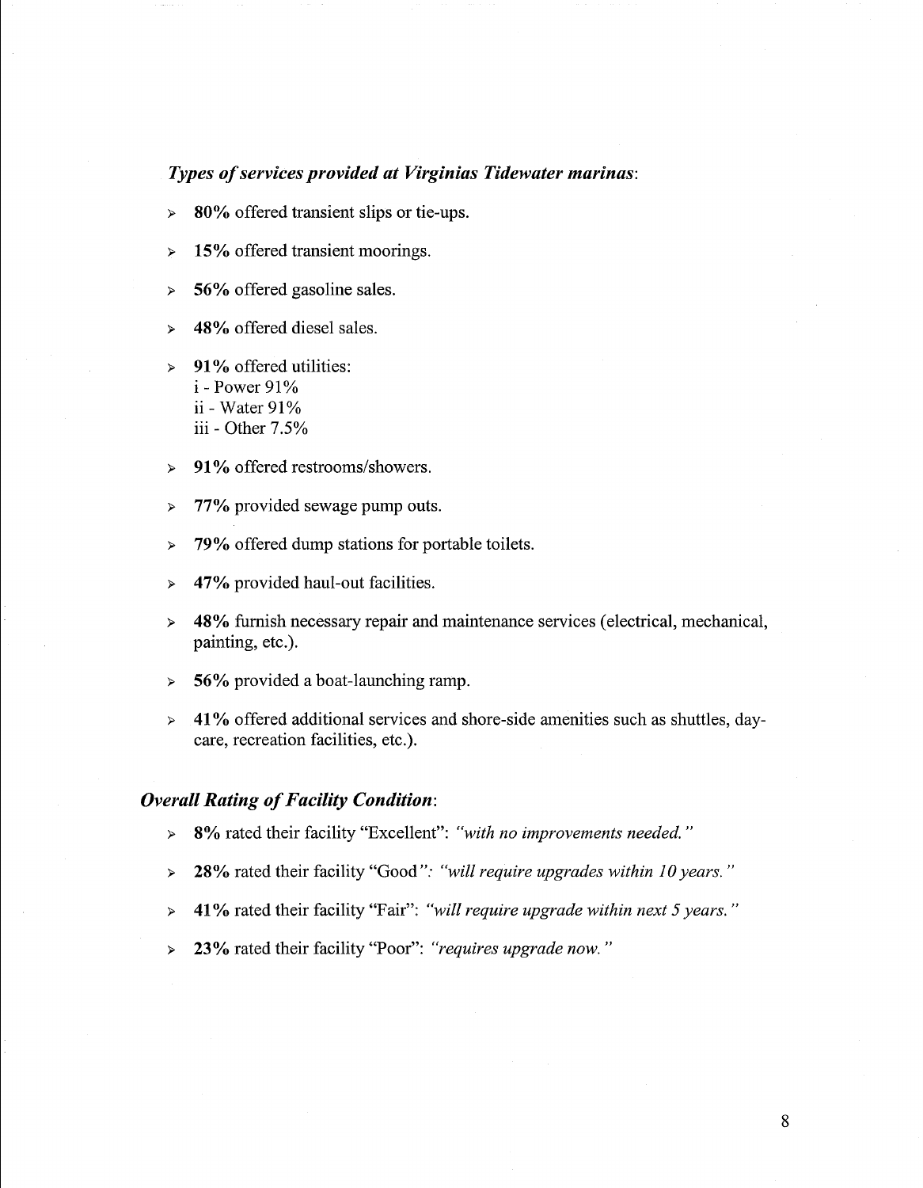***Types of services provided at Virginias Tidewater marinas*:**

- **80%** offered transient slips or tie-ups.
- **15%** offered transient moorings.
- **56%** offered gasoline sales.
- **48%** offered diesel sales.
- **91%** offered utilities:
  i - Power 91%
  ii - Water 91%
  iii - Other 7.5%
- **91%** offered restrooms/showers.
- **77%** provided sewage pump outs.
- **79%** offered dump stations for portable toilets.
- **47%** provided haul-out facilities.
- **48%** furnish necessary repair and maintenance services (electrical, mechanical, painting, etc.).
- **56%** provided a boat-launching ramp.
- **41%** offered additional services and shore-side amenities such as shuttles, day-care, recreation facilities, etc.).

***Overall Rating of Facility Condition*:**

- **8%** rated their facility "Excellent": *"with no improvements needed."*
- **28%** rated their facility "Good": *"will require upgrades within 10 years."*
- **41%** rated their facility "Fair": *"will require upgrade within next 5 years."*
- **23%** rated their facility "Poor": *"requires upgrade now."*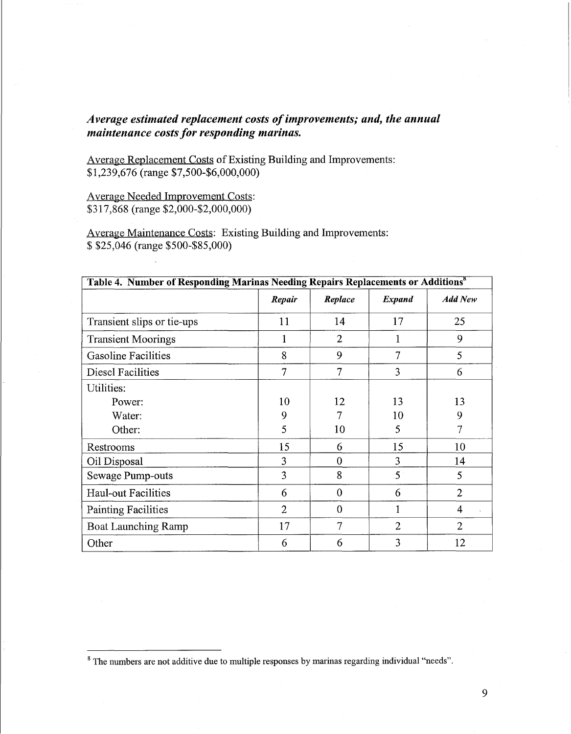### *Average estimated replacement costs of improvements; and, the annual maintenance costs for responding marinas.*

Average Replacement Costs of Existing Building and Improvements:
$1,239,676 (range $7,500-$6,000,000)

Average Needed Improvement Costs:
$317,868 (range $2,000-$2,000,000)

Average Maintenance Costs: Existing Building and Improvements:
$ $25,046 (range $500-$85,000)

**Table 4. Number of Responding Marinas Needing Repairs Replacements or Additions[8]**

| | *Repair* | *Replace* | *Expand* | *Add New* |
|---|---|---|---|---|
| Transient slips or tie-ups | 11 | 14 | 17 | 25 |
| Transient Moorings | 1 | 2 | 1 | 9 |
| Gasoline Facilities | 8 | 9 | 7 | 5 |
| Diesel Facilities | 7 | 7 | 3 | 6 |
| Utilities: | | | | |
| Power: | 10 | 12 | 13 | 13 |
| Water: | 9 | 7 | 10 | 9 |
| Other: | 5 | 10 | 5 | 7 |
| Restrooms | 15 | 6 | 15 | 10 |
| Oil Disposal | 3 | 0 | 3 | 14 |
| Sewage Pump-outs | 3 | 8 | 5 | 5 |
| Haul-out Facilities | 6 | 0 | 6 | 2 |
| Painting Facilities | 2 | 0 | 1 | 4 |
| Boat Launching Ramp | 17 | 7 | 2 | 2 |
| Other | 6 | 6 | 3 | 12 |

[8] The numbers are not additive due to multiple responses by marinas regarding individual "needs".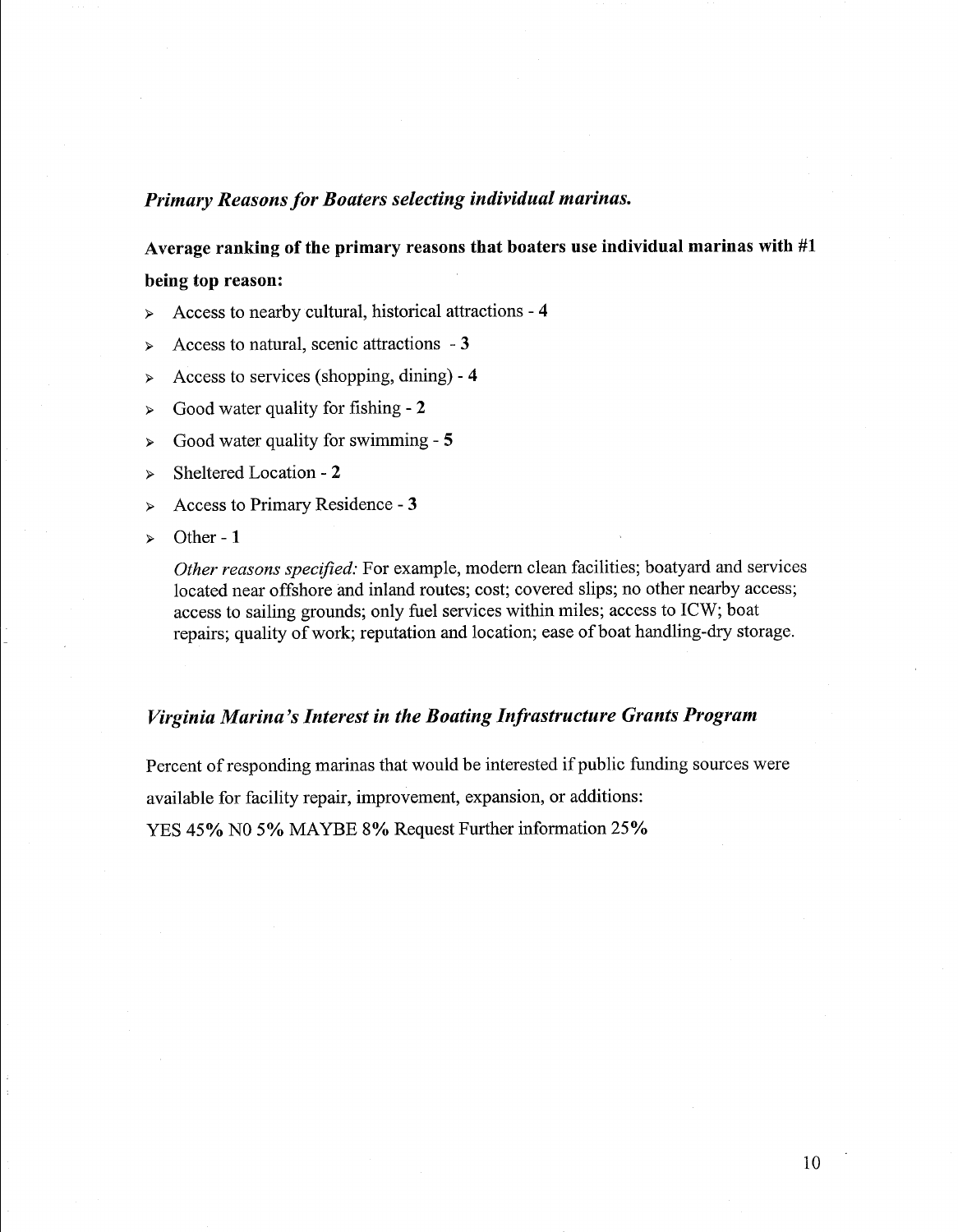## *Primary Reasons for Boaters selecting individual marinas.*

**Average ranking of the primary reasons that boaters use individual marinas with #1 being top reason:**

- Access to nearby cultural, historical attractions - **4**
- Access to natural, scenic attractions - **3**
- Access to services (shopping, dining) - **4**
- Good water quality for fishing - **2**
- Good water quality for swimming - **5**
- Sheltered Location - **2**
- Access to Primary Residence - **3**
- Other - **1**

  *Other reasons specified:* For example, modern clean facilities; boatyard and services located near offshore and inland routes; cost; covered slips; no other nearby access; access to sailing grounds; only fuel services within miles; access to ICW; boat repairs; quality of work; reputation and location; ease of boat handling-dry storage.

## *Virginia Marina's Interest in the Boating Infrastructure Grants Program*

Percent of responding marinas that would be interested if public funding sources were available for facility repair, improvement, expansion, or additions:

YES **45%** N0 **5%** MAYBE **8%** Request Further information **25%**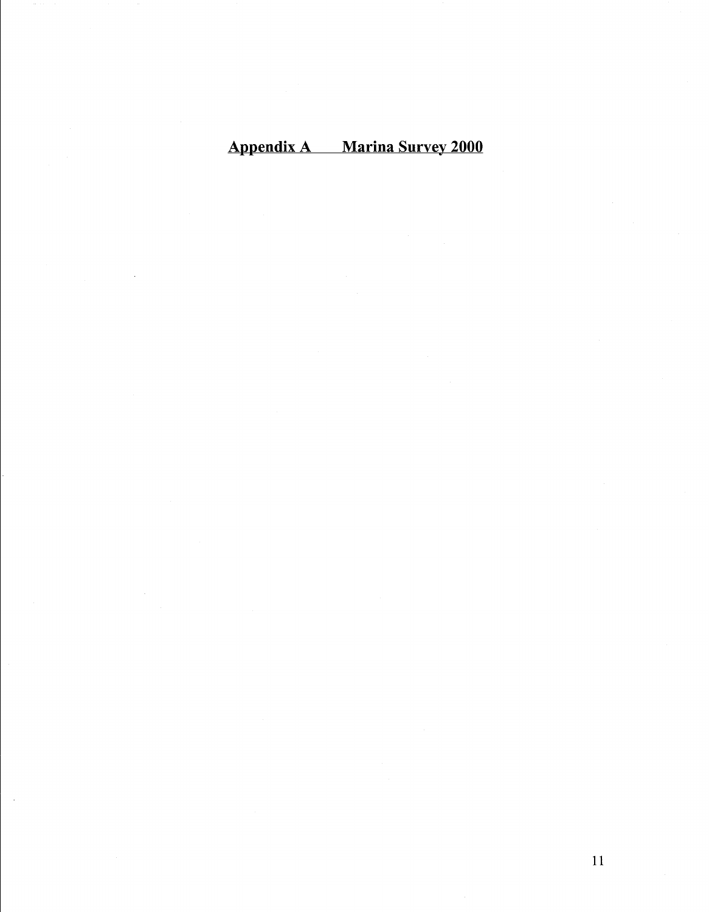## Appendix A Marina Survey 2000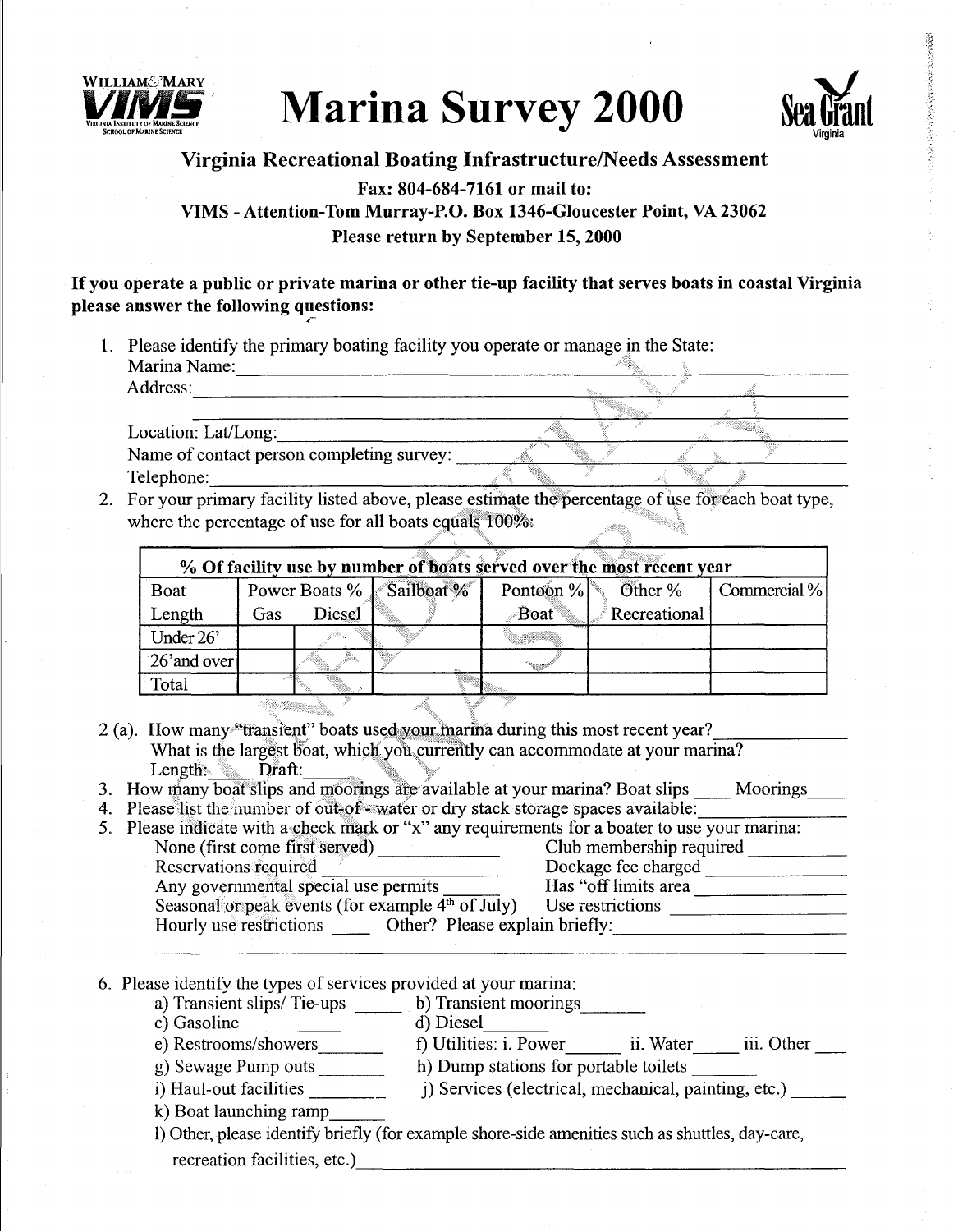# Marina Survey 2000

## Virginia Recreational Boating Infrastructure/Needs Assessment

**Fax: 804-684-7161 or mail to:**

**VIMS - Attention-Tom Murray-P.O. Box 1346-Gloucester Point, VA 23062**

**Please return by September 15, 2000**

**If you operate a public or private marina or other tie-up facility that serves boats in coastal Virginia please answer the following questions:**

1. Please identify the primary boating facility you operate or manage in the State:
   Marina Name:\_\_\_\_\_\_\_\_\_\_
   Address:\_\_\_\_\_\_\_\_\_\_
   \_\_\_\_\_\_\_\_\_\_
   Location: Lat/Long:\_\_\_\_\_\_\_\_\_\_
   Name of contact person completing survey: \_\_\_\_\_\_\_\_\_\_
   Telephone:\_\_\_\_\_\_\_\_\_\_

2. For your primary facility listed above, please estimate the percentage of use for each boat type, where the percentage of use for all boats equals 100%:

| % Of facility use by number of boats served over the most recent year | | | | | | |
|---|---|---|---|---|---|---|
| Boat Length | Power Boats % Gas | Power Boats % Diesel | Sailboat % | Pontoon % Boat | Other % Recreational | Commercial % |
| Under 26' | | | | | | |
| 26'and over | | | | | | |
| Total | | | | | | |

2 (a). How many "transient" boats used your marina during this most recent year?\_\_\_\_\_\_\_\_\_\_
What is the largest boat, which you currently can accommodate at your marina?
Length:\_\_\_\_ Draft:\_\_\_\_

3. How many boat slips and moorings are available at your marina? Boat slips \_\_\_\_ Moorings\_\_\_\_
4. Please list the number of out-of-water or dry stack storage spaces available:\_\_\_\_\_\_\_\_\_\_
5. Please indicate with a check mark or "x" any requirements for a boater to use your marina:
   - None (first come first served) \_\_\_\_\_\_\_\_\_\_
   - Club membership required \_\_\_\_\_\_\_\_\_\_
   - Reservations required \_\_\_\_\_\_\_\_\_\_
   - Dockage fee charged \_\_\_\_\_\_\_\_\_\_
   - Any governmental special use permits \_\_\_\_\_\_
   - Has "off limits area \_\_\_\_\_\_\_\_\_\_
   - Seasonal or peak events (for example 4th of July)
   - Use restrictions \_\_\_\_\_\_\_\_\_\_
   - Hourly use restrictions \_\_\_\_
   - Other? Please explain briefly:\_\_\_\_\_\_\_\_\_\_
   \_\_\_\_\_\_\_\_\_\_

6. Please identify the types of services provided at your marina:
   a) Transient slips/ Tie-ups \_\_\_\_\_ b) Transient moorings\_\_\_\_\_\_\_
   c) Gasoline\_\_\_\_\_\_\_\_\_\_ d) Diesel\_\_\_\_\_\_\_
   e) Restrooms/showers\_\_\_\_\_\_\_ f) Utilities: i. Power\_\_\_\_\_\_ ii. Water\_\_\_\_\_ iii. Other \_\_\_\_
   g) Sewage Pump outs \_\_\_\_\_\_\_ h) Dump stations for portable toilets \_\_\_\_\_\_\_
   i) Haul-out facilities \_\_\_\_\_\_\_\_ j) Services (electrical, mechanical, painting, etc.) \_\_\_\_\_\_
   k) Boat launching ramp\_\_\_\_\_\_
   l) Other, please identify briefly (for example shore-side amenities such as shuttles, day-care, recreation facilities, etc.)\_\_\_\_\_\_\_\_\_\_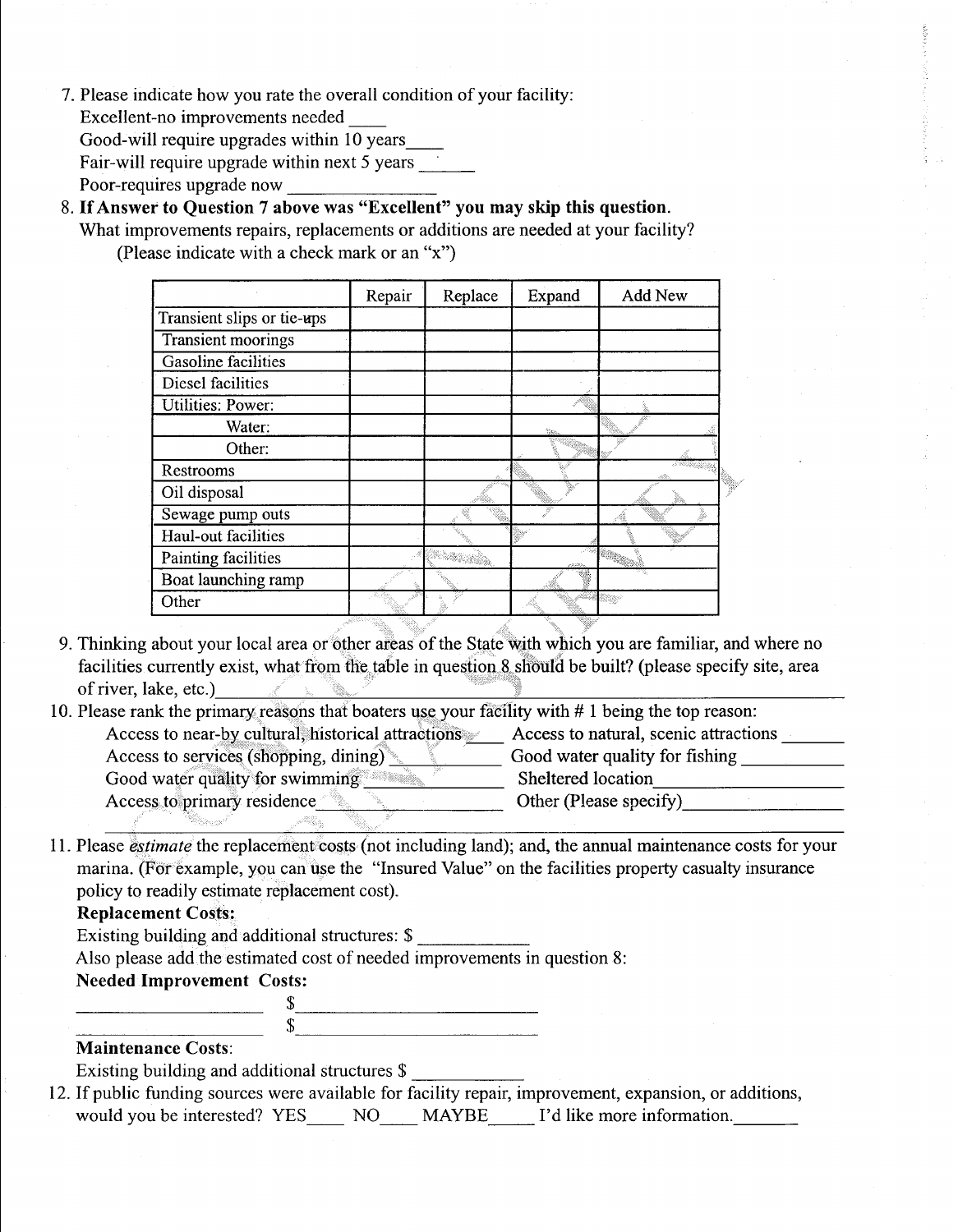7. Please indicate how you rate the overall condition of your facility:
   Excellent-no improvements needed ____
   Good-will require upgrades within 10 years____
   Fair-will require upgrade within next 5 years ______
   Poor-requires upgrade now ______________

8. **If Answer to Question 7 above was "Excellent" you may skip this question.**
   What improvements repairs, replacements or additions are needed at your facility?
   (Please indicate with a check mark or an "x")

| | Repair | Replace | Expand | Add New |
|---|---|---|---|---|
| Transient slips or tie-ups | | | | |
| Transient moorings | | | | |
| Gasoline facilities | | | | |
| Diesel facilities | | | | |
| Utilities: Power: | | | | |
| Water: | | | | |
| Other: | | | | |
| Restrooms | | | | |
| Oil disposal | | | | |
| Sewage pump outs | | | | |
| Haul-out facilities | | | | |
| Painting facilities | | | | |
| Boat launching ramp | | | | |
| Other | | | | |

9. Thinking about your local area or other areas of the State with which you are familiar, and where no facilities currently exist, what from the table in question 8 should be built? (please specify site, area of river, lake, etc.)______________________________________________

10. Please rank the primary reasons that boaters use your facility with # 1 being the top reason:
    Access to near-by cultural, historical attractions____ Access to natural, scenic attractions ______
    Access to services (shopping, dining)__________ Good water quality for fishing __________
    Good water quality for swimming__________ Sheltered location________________
    Access to primary residence______________ Other (Please specify)________________

11. Please *estimate* the replacement costs (not including land); and, the annual maintenance costs for your marina. (For example, you can use the "Insured Value" on the facilities property casualty insurance policy to readily estimate replacement cost).
    **Replacement Costs:**
    Existing building and additional structures: $ ___________
    Also please add the estimated cost of needed improvements in question 8:
    **Needed Improvement Costs:**
    ____________________ $________________________
    ____________________ $________________________
    **Maintenance Costs**:
    Existing building and additional structures $ ___________

12. If public funding sources were available for facility repair, improvement, expansion, or additions, would you be interested? YES____ NO____ MAYBE_____ I'd like more information._______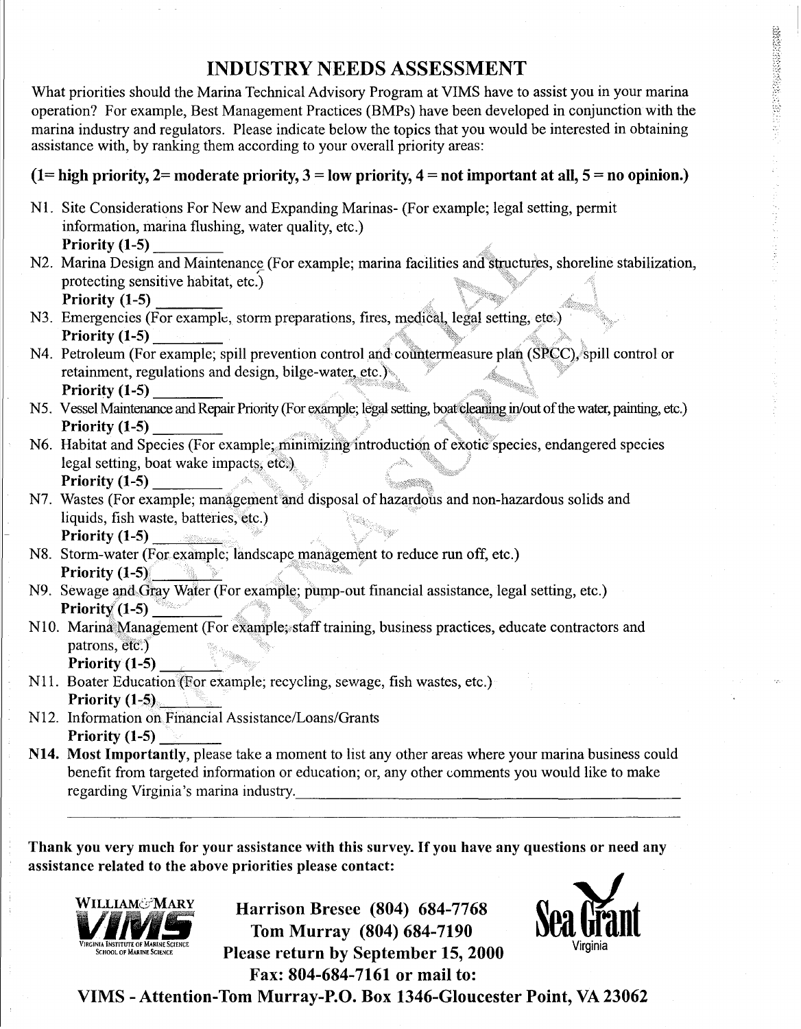# INDUSTRY NEEDS ASSESSMENT

What priorities should the Marina Technical Advisory Program at VIMS have to assist you in your marina operation? For example, Best Management Practices (BMPs) have been developed in conjunction with the marina industry and regulators. Please indicate below the topics that you would be interested in obtaining assistance with, by ranking them according to your overall priority areas:

**(1= high priority, 2= moderate priority, 3 = low priority, 4 = not important at all, 5 = no opinion.)**

N1. Site Considerations For New and Expanding Marinas- (For example; legal setting, permit information, marina flushing, water quality, etc.)
**Priority (1-5)** ________

N2. Marina Design and Maintenance (For example; marina facilities and structures, shoreline stabilization, protecting sensitive habitat, etc.)
**Priority (1-5)** ________

N3. Emergencies (For example, storm preparations, fires, medical, legal setting, etc.)
**Priority (1-5)** ________

N4. Petroleum (For example; spill prevention control and countermeasure plan (SPCC), spill control or retainment, regulations and design, bilge-water, etc.)
**Priority (1-5)** ________

N5. Vessel Maintenance and Repair Priority (For example; legal setting, boat cleaning in/out of the water, painting, etc.)
**Priority (1-5)** ________

N6. Habitat and Species (For example; minimizing introduction of exotic species, endangered species legal setting, boat wake impacts, etc.)
**Priority (1-5)** ________

N7. Wastes (For example; management and disposal of hazardous and non-hazardous solids and liquids, fish waste, batteries, etc.)
**Priority (1-5)** ________

N8. Storm-water (For example; landscape management to reduce run off, etc.)
**Priority (1-5)** ________

N9. Sewage and Gray Water (For example; pump-out financial assistance, legal setting, etc.)
**Priority (1-5)** ________

N10. Marina Management (For example; staff training, business practices, educate contractors and patrons, etc.)
**Priority (1-5)** ________

N11. Boater Education (For example; recycling, sewage, fish wastes, etc.)
**Priority (1-5)** ________

N12. Information on Financial Assistance/Loans/Grants
**Priority (1-5)** ________

**N14. Most Importantly**, please take a moment to list any other areas where your marina business could benefit from targeted information or education; or, any other comments you would like to make regarding Virginia's marina industry.________________________________________________

________________________________________________________________________________

**Thank you very much for your assistance with this survey. If you have any questions or need any assistance related to the above priorities please contact:**

WILLIAM & MARY VIMS — VIRGINIA INSTITUTE OF MARINE SCIENCE, SCHOOL OF MARINE SCIENCE

**Harrison Bresee (804) 684-7768**
**Tom Murray (804) 684-7190**
**Please return by September 15, 2000**
**Fax: 804-684-7161 or mail to:**

Sea Grant Virginia

**VIMS - Attention-Tom Murray-P.O. Box 1346-Gloucester Point, VA 23062**